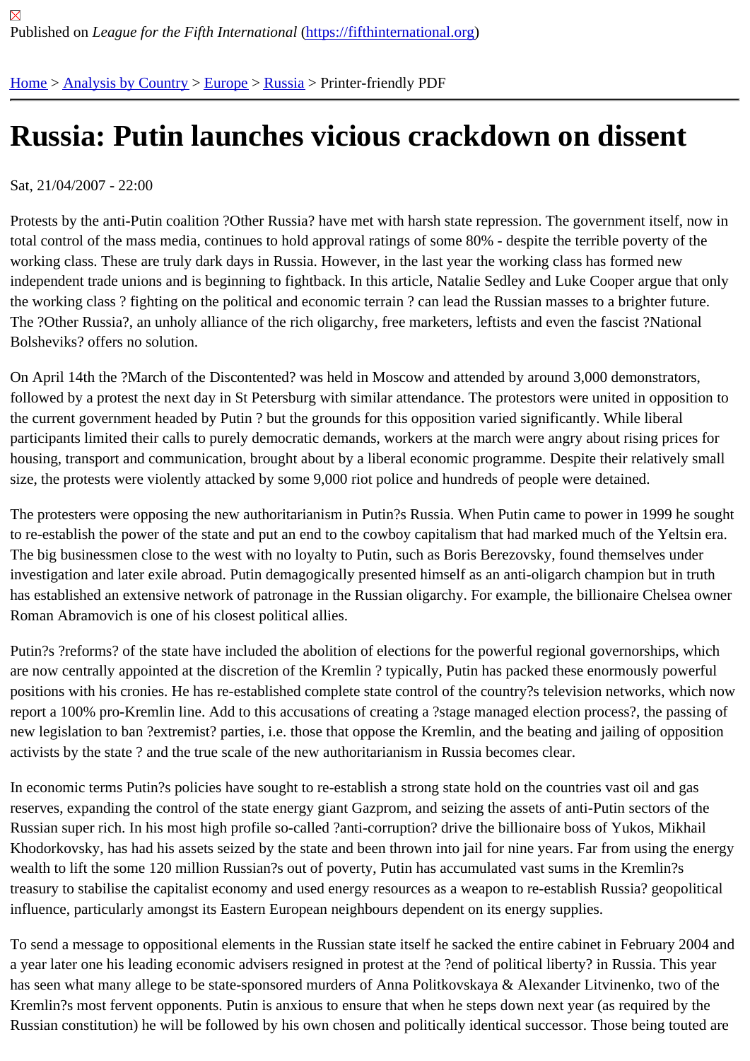Published on *League for the Fifth International* (https://fifthinternational.org)

Home > Analysis by Country > Europe > Russia > Printer-friendly PDF

# Russia: Putin launches vicious crackdown on dissent

Sat, 21/04/2007 - 22:00

Protests by the anti-Putin coalition ?Other Russia? have met with harsh state repression. The government itself, now in total control of the mass media, continues to hold approval ratings of some 80% - despite the terrible poverty of the working class. These are truly dark days in Russia. However, in the last year the working class has formed new independent trade unions and is beginning to fightback. In this article, Natalie Sedley and Luke Cooper argue that only the working class ? fighting on the political and economic terrain ? can lead the Russian masses to a brighter future. The ?Other Russia?, an unholy alliance of the rich oligarchy, free marketers, leftists and even the fascist ?National Bolsheviks? offers no solution.

On April 14th the ?March of the Discontented? was held in Moscow and attended by around 3,000 demonstrators, followed by a protest the next day in St Petersburg with similar attendance. The protestors were united in opposition to the current government headed by Putin ? but the grounds for this opposition varied significantly. While liberal participants limited their calls to purely democratic demands, workers at the march were angry about rising prices for housing, transport and communication, brought about by a liberal economic programme. Despite their relatively small size, the protests were violently attacked by some 9,000 riot police and hundreds of people were detained.

The protesters were opposing the new authoritarianism in Putin?s Russia. When Putin came to power in 1999 he sought to re-establish the power of the state and put an end to the cowboy capitalism that had marked much of the Yeltsin era. The big businessmen close to the west with no loyalty to Putin, such as Boris Berezovsky, found themselves under investigation and later exile abroad. Putin demagogically presented himself as an anti-oligarch champion but in truth has established an extensive network of patronage in the Russian oligarchy. For example, the billionaire Chelsea owner Roman Abramovich is one of his closest political allies.

Putin?s ?reforms? of the state have included the abolition of elections for the powerful regional governorships, which are now centrally appointed at the discretion of the Kremlin ? typically, Putin has packed these enormously powerful positions with his cronies. He has re-established complete state control of the country?s television networks, which now report a 100% pro-Kremlin line. Add to this accusations of creating a ?stage managed election process?, the passing of new legislation to ban ?extremist? parties, i.e. those that oppose the Kremlin, and the beating and jailing of opposition activists by the state ? and the true scale of the new authoritarianism in Russia becomes clear.

In economic terms Putin?s policies have sought to re-establish a strong state hold on the countries vast oil and gas reserves, expanding the control of the state energy giant Gazprom, and seizing the assets of anti-Putin sectors of the Russian super rich. In his most high profile so-called ?anti-corruption? drive the billionaire boss of Yukos, Mikhail Khodorkovsky, has had his assets seized by the state and been thrown into jail for nine years. Far from using the energy wealth to lift the some 120 million Russian?s out of poverty, Putin has accumulated vast sums in the Kremlin?s treasury to stabilise the capitalist economy and used energy resources as a weapon to re-establish Russia? geopolitical influence, particularly amongst its Eastern European neighbours dependent on its energy supplies.

To send a message to oppositional elements in the Russian state itself he sacked the entire cabinet in February 2004 and a year later one his leading economic advisers resigned in protest at the ?end of political liberty? in Russia. This year has seen what many allege to be state-sponsored murders of Anna Politkovskaya & Alexander Litvinenko, two of the Kremlin?s most fervent opponents. Putin is anxious to ensure that when he steps down next year (as required by the Russian constitution) he will be followed by his own chosen and politically identical successor. Those being touted are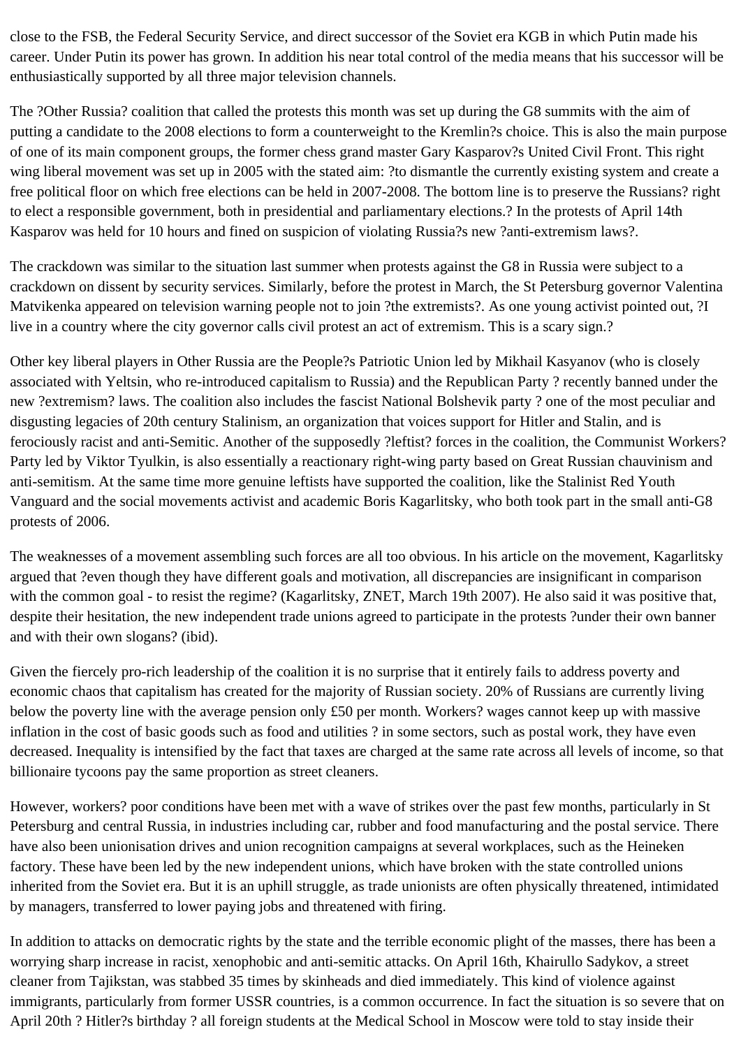close to the FSB, the Federal Security Service, and direct successor of the Soviet era KGB in which Putin made his career. Under Putin its power has grown. In addition his near total control of the media means that his successor will be enthusiastically supported by all three major television channels.

The ?Other Russia? coalition that called the protests this month was set up during the G8 summits with the aim of putting a candidate to the 2008 elections to form a counterweight to the Kremlin?s choice. This is also the main purpose of one of its main component groups, the former chess grand master Gary Kasparov?s United Civil Front. This right wing liberal movement was set up in 2005 with the stated aim: ?to dismantle the currently existing system and create a free political floor on which free elections can be held in 2007-2008. The bottom line is to preserve the Russians? right to elect a responsible government, both in presidential and parliamentary elections.? In the protests of April 14th Kasparov was held for 10 hours and fined on suspicion of violating Russia?s new ?anti-extremism laws?.

The crackdown was similar to the situation last summer when protests against the G8 in Russia were subject to a crackdown on dissent by security services. Similarly, before the protest in March, the St Petersburg governor Valentina Matvikenka appeared on television warning people not to join ?the extremists?. As one young activist pointed out, ?I live in a country where the city governor calls civil protest an act of extremism. This is a scary sign.?

Other key liberal players in Other Russia are the People?s Patriotic Union led by Mikhail Kasyanov (who is closely associated with Yeltsin, who re-introduced capitalism to Russia) and the Republican Party ? recently banned under the new ?extremism? laws. The coalition also includes the fascist National Bolshevik party ? one of the most peculiar and disgusting legacies of 20th century Stalinism, an organization that voices support for Hitler and Stalin, and is ferociously racist and anti-Semitic. Another of the supposedly ?leftist? forces in the coalition, the Communist Workers? Party led by Viktor Tyulkin, is also essentially a reactionary right-wing party based on Great Russian chauvinism and anti-semitism. At the same time more genuine leftists have supported the coalition, like the Stalinist Red Youth Vanguard and the social movements activist and academic Boris Kagarlitsky, who both took part in the small anti-G8 protests of 2006.

The weaknesses of a movement assembling such forces are all too obvious. In his article on the movement, Kagarlitsky argued that ?even though they have different goals and motivation, all discrepancies are insignificant in comparison with the common goal - to resist the regime? (Kagarlitsky, ZNET, March 19th 2007). He also said it was positive that, despite their hesitation, the new independent trade unions agreed to participate in the protests ?under their own banner and with their own slogans? (ibid).

Given the fiercely pro-rich leadership of the coalition it is no surprise that it entirely fails to address poverty and economic chaos that capitalism has created for the majority of Russian society. 20% of Russians are currently living below the poverty line with the average pension only £50 per month. Workers? wages cannot keep up with massive inflation in the cost of basic goods such as food and utilities ? in some sectors, such as postal work, they have even decreased. Inequality is intensified by the fact that taxes are charged at the same rate across all levels of income, so that billionaire tycoons pay the same proportion as street cleaners.

However, workers? poor conditions have been met with a wave of strikes over the past few months, particularly in St Petersburg and central Russia, in industries including car, rubber and food manufacturing and the postal service. There have also been unionisation drives and union recognition campaigns at several workplaces, such as the Heineken factory. These have been led by the new independent unions, which have broken with the state controlled unions inherited from the Soviet era. But it is an uphill struggle, as trade unionists are often physically threatened, intimidated by managers, transferred to lower paying jobs and threatened with firing.

In addition to attacks on democratic rights by the state and the terrible economic plight of the masses, there has been a worrying sharp increase in racist, xenophobic and anti-semitic attacks. On April 16th, Khairullo Sadykov, a street cleaner from Tajikstan, was stabbed 35 times by skinheads and died immediately. This kind of violence against immigrants, particularly from former USSR countries, is a common occurrence. In fact the situation is so severe that on April 20th ? Hitler?s birthday ? all foreign students at the Medical School in Moscow were told to stay inside their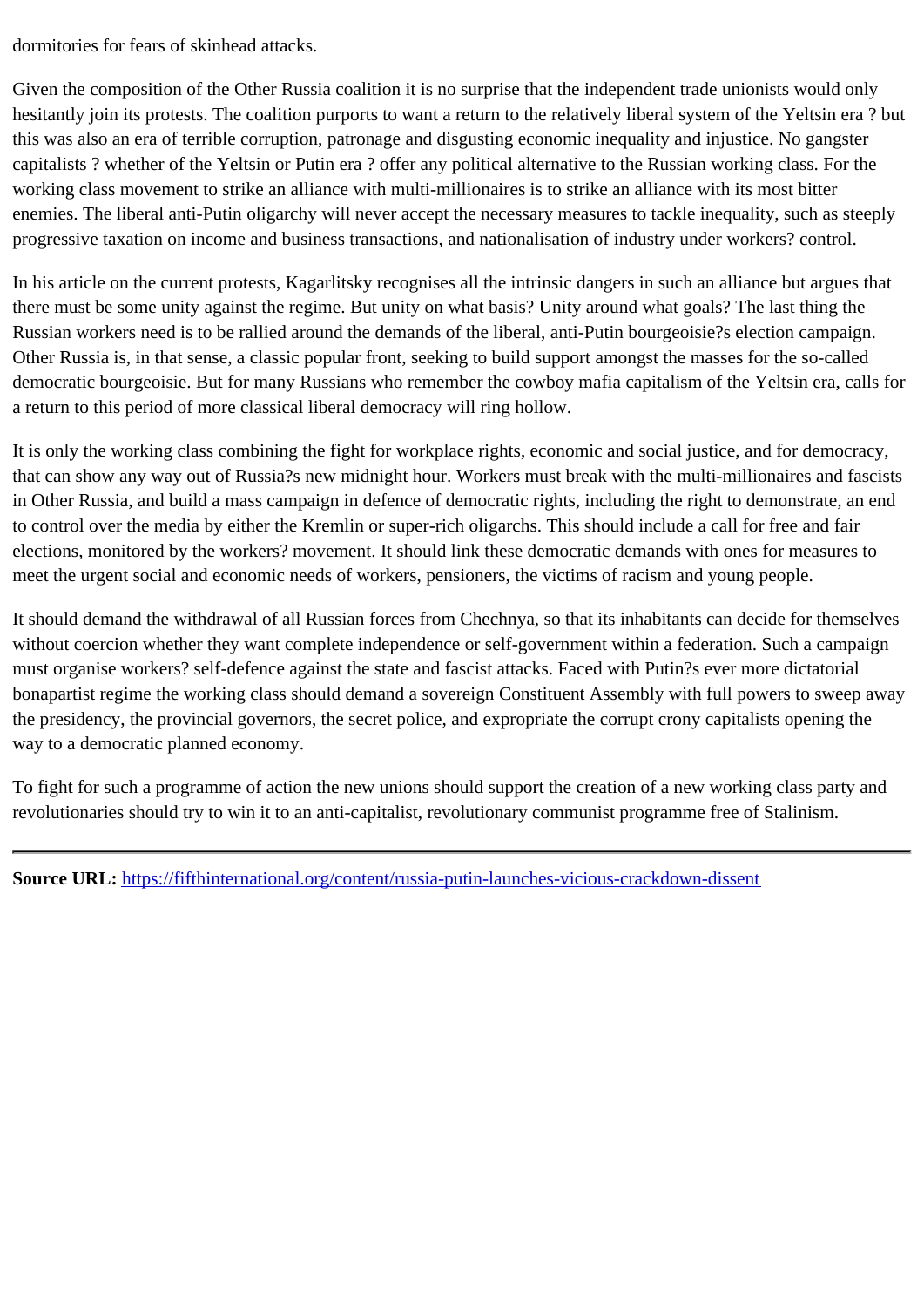dormitories for fears of skinhead attacks.

Given the composition of the Other Russia coalition it is no surprise that the independent trade unionists would only hesitantly join its protests. The coalition purports to want a return to the relatively liberal system of the Yeltsin era ? but this was also an era of terrible corruption, patronage and disgusting economic inequality and injustice. No gangster capitalists ? whether of the Yeltsin or Putin era ? offer any political alternative to the Russian working class. For the working class movement to strike an alliance with multi-millionaires is to strike an alliance with its most bitter enemies. The liberal anti-Putin oligarchy will never accept the necessary measures to tackle inequality, such as steeply progressive taxation on income and business transactions, and nationalisation of industry under workers? control.

In his article on the current protests, Kagarlitsky recognises all the intrinsic dangers in such an alliance but argues that there must be some unity against the regime. But unity on what basis? Unity around what goals? The last thing the Russian workers need is to be rallied around the demands of the liberal, anti-Putin bourgeoisie?s election campaign. Other Russia is, in that sense, a classic popular front, seeking to build support amongst the masses for the so-called democratic bourgeoisie. But for many Russians who remember the cowboy mafia capitalism of the Yeltsin era, calls for a return to this period of more classical liberal democracy will ring hollow.

It is only the working class combining the fight for workplace rights, economic and social justice, and for democracy, that can show any way out of Russia?s new midnight hour. Workers must break with the multi-millionaires and fascists in Other Russia, and build a mass campaign in defence of democratic rights, including the right to demonstrate, an end to control over the media by either the Kremlin or super-rich oligarchs. This should include a call for free and fair elections, monitored by the workers? movement. It should link these democratic demands with ones for measures to meet the urgent social and economic needs of workers, pensioners, the victims of racism and young people.

It should demand the withdrawal of all Russian forces from Chechnya, so that its inhabitants can decide for themselves without coercion whether they want complete independence or self-government within a federation. Such a campaign must organise workers? self-defence against the state and fascist attacks. Faced with Putin?s ever more dictatorial bonapartist regime the working class should demand a sovereign Constituent Assembly with full powers to sweep away the presidency, the provincial governors, the secret police, and expropriate the corrupt crony capitalists opening the way to a democratic planned economy.

To fight for such a programme of action the new unions should support the creation of a new working class party and revolutionaries should try to win it to an anti-capitalist, revolutionary communist programme free of Stalinism.

---

**Source URL:** https://fifthinternational.org/content/russia-putin-launches-vicious-crackdown-dissent